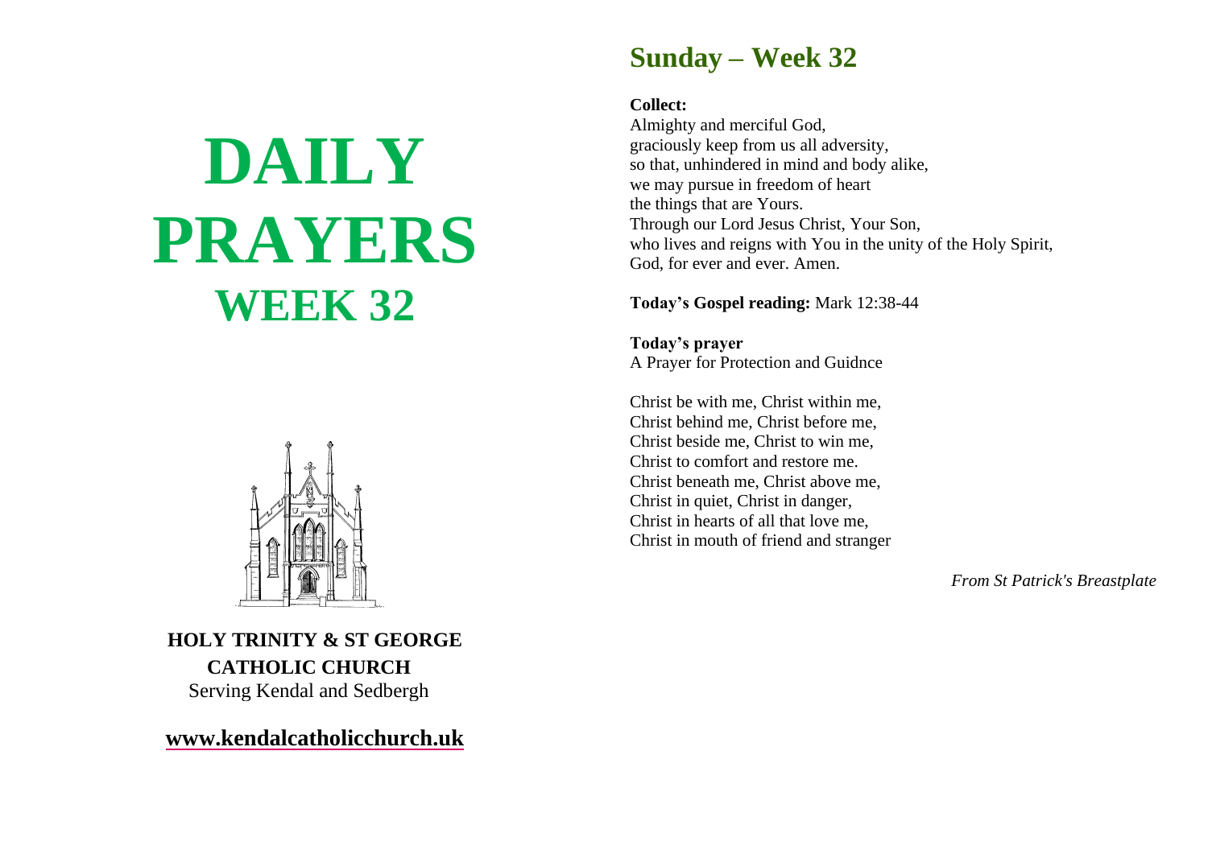# DAILY PRAYERS
# WEEK 32

**HOLY TRINITY & ST GEORGE CATHOLIC CHURCH**

Serving Kendal and Sedbergh

**www.kendalcatholicchurch.uk**

## Sunday – Week 32

**Collect:**

Almighty and merciful God,
graciously keep from us all adversity,
so that, unhindered in mind and body alike,
we may pursue in freedom of heart
the things that are Yours.
Through our Lord Jesus Christ, Your Son,
who lives and reigns with You in the unity of the Holy Spirit,
God, for ever and ever. Amen.

**Today's Gospel reading:** Mark 12:38-44

**Today's prayer**

A Prayer for Protection and Guidnce

Christ be with me, Christ within me,
Christ behind me, Christ before me,
Christ beside me, Christ to win me,
Christ to comfort and restore me.
Christ beneath me, Christ above me,
Christ in quiet, Christ in danger,
Christ in hearts of all that love me,
Christ in mouth of friend and stranger

*From St Patrick's Breastplate*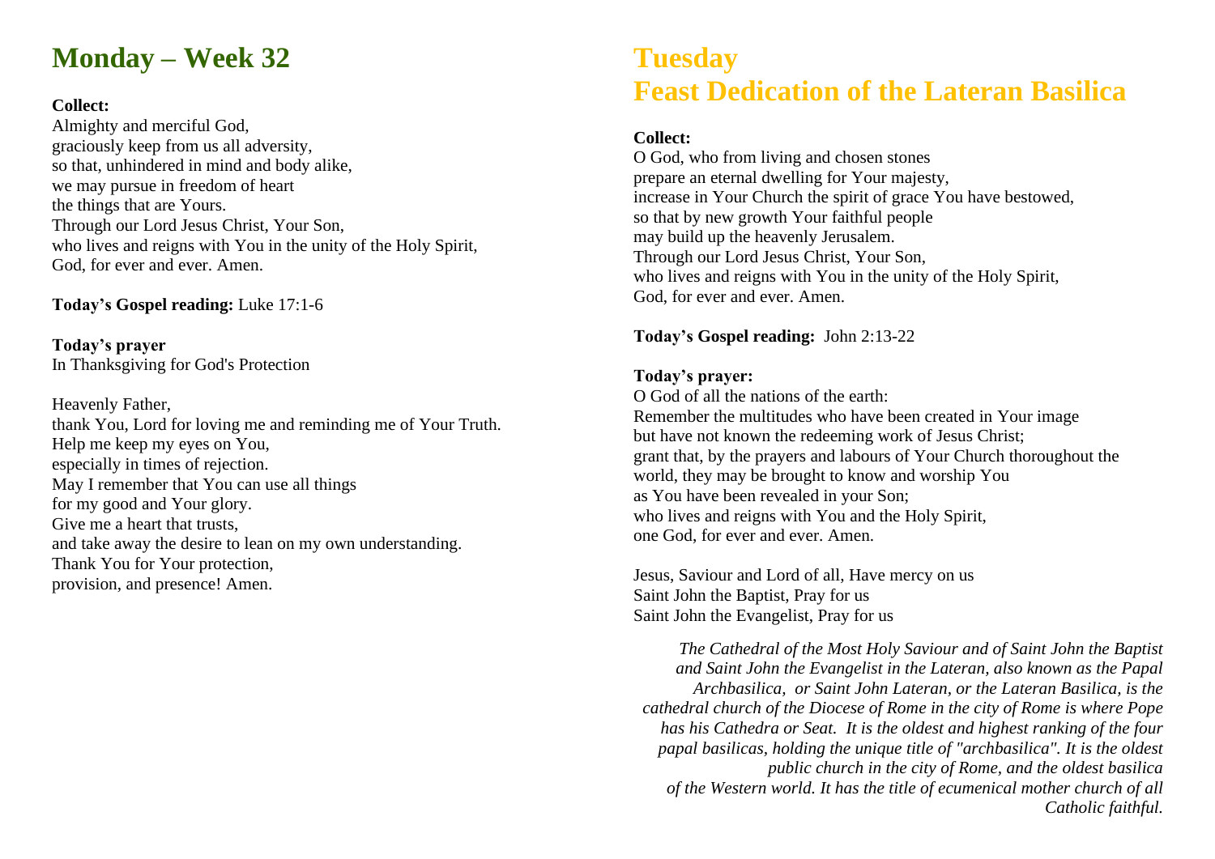# Monday – Week 32

**Collect:**
Almighty and merciful God,
graciously keep from us all adversity,
so that, unhindered in mind and body alike,
we may pursue in freedom of heart
the things that are Yours.
Through our Lord Jesus Christ, Your Son,
who lives and reigns with You in the unity of the Holy Spirit,
God, for ever and ever. Amen.

**Today's Gospel reading:** Luke 17:1-6

**Today's prayer**
In Thanksgiving for God's Protection

Heavenly Father,
thank You, Lord for loving me and reminding me of Your Truth.
Help me keep my eyes on You,
especially in times of rejection.
May I remember that You can use all things
for my good and Your glory.
Give me a heart that trusts,
and take away the desire to lean on my own understanding.
Thank You for Your protection,
provision, and presence! Amen.

# Tuesday
# Feast Dedication of the Lateran Basilica

**Collect:**
O God, who from living and chosen stones
prepare an eternal dwelling for Your majesty,
increase in Your Church the spirit of grace You have bestowed,
so that by new growth Your faithful people
may build up the heavenly Jerusalem.
Through our Lord Jesus Christ, Your Son,
who lives and reigns with You in the unity of the Holy Spirit,
God, for ever and ever. Amen.

**Today's Gospel reading:** John 2:13-22

**Today's prayer:**
O God of all the nations of the earth:
Remember the multitudes who have been created in Your image
but have not known the redeeming work of Jesus Christ;
grant that, by the prayers and labours of Your Church thoroughout the world, they may be brought to know and worship You
as You have been revealed in your Son;
who lives and reigns with You and the Holy Spirit,
one God, for ever and ever. Amen.

Jesus, Saviour and Lord of all, Have mercy on us
Saint John the Baptist, Pray for us
Saint John the Evangelist, Pray for us

*The Cathedral of the Most Holy Saviour and of Saint John the Baptist and Saint John the Evangelist in the Lateran, also known as the Papal Archbasilica, or Saint John Lateran, or the Lateran Basilica, is the cathedral church of the Diocese of Rome in the city of Rome is where Pope has his Cathedra or Seat. It is the oldest and highest ranking of the four papal basilicas, holding the unique title of "archbasilica". It is the oldest public church in the city of Rome, and the oldest basilica of the Western world. It has the title of ecumenical mother church of all Catholic faithful.*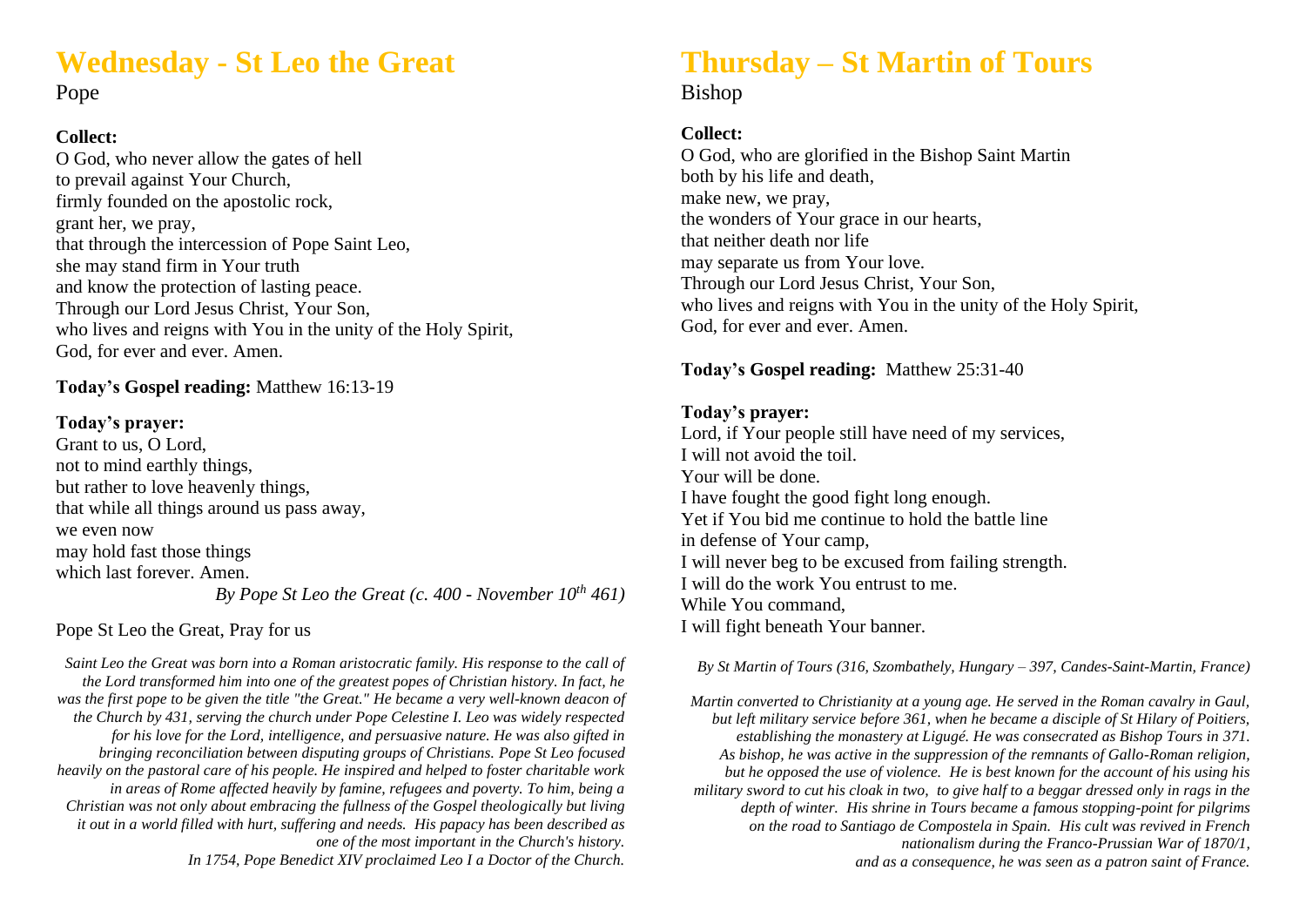# Wednesday - St Leo the Great

Pope

**Collect:**

O God, who never allow the gates of hell
to prevail against Your Church,
firmly founded on the apostolic rock,
grant her, we pray,
that through the intercession of Pope Saint Leo,
she may stand firm in Your truth
and know the protection of lasting peace.
Through our Lord Jesus Christ, Your Son,
who lives and reigns with You in the unity of the Holy Spirit,
God, for ever and ever. Amen.

**Today's Gospel reading:** Matthew 16:13-19

**Today's prayer:**

Grant to us, O Lord,
not to mind earthly things,
but rather to love heavenly things,
that while all things around us pass away,
we even now
may hold fast those things
which last forever. Amen.

*By Pope St Leo the Great (c. 400 - November 10th 461)*

Pope St Leo the Great, Pray for us

*Saint Leo the Great was born into a Roman aristocratic family. His response to the call of the Lord transformed him into one of the greatest popes of Christian history. In fact, he was the first pope to be given the title "the Great." He became a very well-known deacon of the Church by 431, serving the church under Pope Celestine I. Leo was widely respected for his love for the Lord, intelligence, and persuasive nature. He was also gifted in bringing reconciliation between disputing groups of Christians. Pope St Leo focused heavily on the pastoral care of his people. He inspired and helped to foster charitable work in areas of Rome affected heavily by famine, refugees and poverty. To him, being a Christian was not only about embracing the fullness of the Gospel theologically but living it out in a world filled with hurt, suffering and needs. His papacy has been described as one of the most important in the Church's history. In 1754, Pope Benedict XIV proclaimed Leo I a Doctor of the Church.*

# Thursday – St Martin of Tours

Bishop

**Collect:**

O God, who are glorified in the Bishop Saint Martin
both by his life and death,
make new, we pray,
the wonders of Your grace in our hearts,
that neither death nor life
may separate us from Your love.
Through our Lord Jesus Christ, Your Son,
who lives and reigns with You in the unity of the Holy Spirit,
God, for ever and ever. Amen.

**Today's Gospel reading:** Matthew 25:31-40

**Today's prayer:**

Lord, if Your people still have need of my services,
I will not avoid the toil.
Your will be done.
I have fought the good fight long enough.
Yet if You bid me continue to hold the battle line
in defense of Your camp,
I will never beg to be excused from failing strength.
I will do the work You entrust to me.
While You command,
I will fight beneath Your banner.

*By St Martin of Tours (316, Szombathely, Hungary – 397, Candes-Saint-Martin, France)*

*Martin converted to Christianity at a young age. He served in the Roman cavalry in Gaul, but left military service before 361, when he became a disciple of St Hilary of Poitiers, establishing the monastery at Ligugé. He was consecrated as Bishop Tours in 371. As bishop, he was active in the suppression of the remnants of Gallo-Roman religion, but he opposed the use of violence. He is best known for the account of his using his military sword to cut his cloak in two, to give half to a beggar dressed only in rags in the depth of winter. His shrine in Tours became a famous stopping-point for pilgrims on the road to Santiago de Compostela in Spain. His cult was revived in French nationalism during the Franco-Prussian War of 1870/1, and as a consequence, he was seen as a patron saint of France.*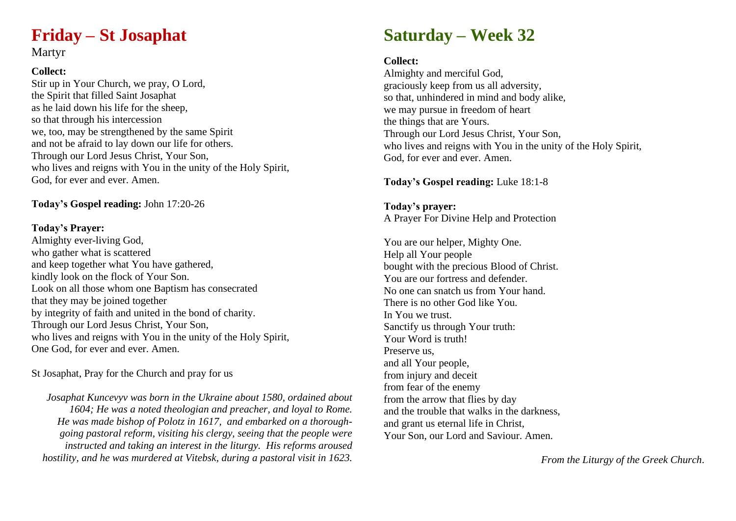# Friday – St Josaphat

Martyr

**Collect:**
Stir up in Your Church, we pray, O Lord,
the Spirit that filled Saint Josaphat
as he laid down his life for the sheep,
so that through his intercession
we, too, may be strengthened by the same Spirit
and not be afraid to lay down our life for others.
Through our Lord Jesus Christ, Your Son,
who lives and reigns with You in the unity of the Holy Spirit,
God, for ever and ever. Amen.

**Today's Gospel reading:** John 17:20-26

**Today's Prayer:**
Almighty ever-living God,
who gather what is scattered
and keep together what You have gathered,
kindly look on the flock of Your Son.
Look on all those whom one Baptism has consecrated
that they may be joined together
by integrity of faith and united in the bond of charity.
Through our Lord Jesus Christ, Your Son,
who lives and reigns with You in the unity of the Holy Spirit,
One God, for ever and ever. Amen.

St Josaphat, Pray for the Church and pray for us

*Josaphat Kuncevyv was born in the Ukraine about 1580, ordained about 1604; He was a noted theologian and preacher, and loyal to Rome. He was made bishop of Polotz in 1617, and embarked on a thorough-going pastoral reform, visiting his clergy, seeing that the people were instructed and taking an interest in the liturgy. His reforms aroused hostility, and he was murdered at Vitebsk, during a pastoral visit in 1623.*

# Saturday – Week 32

**Collect:**
Almighty and merciful God,
graciously keep from us all adversity,
so that, unhindered in mind and body alike,
we may pursue in freedom of heart
the things that are Yours.
Through our Lord Jesus Christ, Your Son,
who lives and reigns with You in the unity of the Holy Spirit,
God, for ever and ever. Amen.

**Today's Gospel reading:** Luke 18:1-8

**Today's prayer:**
A Prayer For Divine Help and Protection

You are our helper, Mighty One.
Help all Your people
bought with the precious Blood of Christ.
You are our fortress and defender.
No one can snatch us from Your hand.
There is no other God like You.
In You we trust.
Sanctify us through Your truth:
Your Word is truth!
Preserve us,
and all Your people,
from injury and deceit
from fear of the enemy
from the arrow that flies by day
and the trouble that walks in the darkness,
and grant us eternal life in Christ,
Your Son, our Lord and Saviour. Amen.

*From the Liturgy of the Greek Church.*